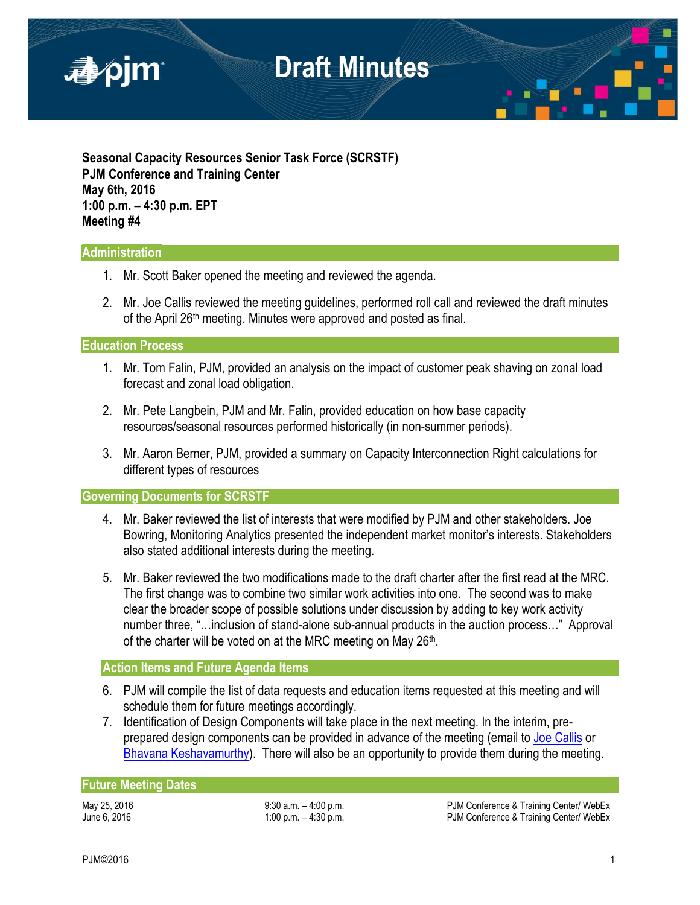# Draft Minutes

**Seasonal Capacity Resources Senior Task Force (SCRSTF)**
**PJM Conference and Training Center**
**May 6th, 2016**
**1:00 p.m. – 4:30 p.m. EPT**
**Meeting #4**

## Administration

1. Mr. Scott Baker opened the meeting and reviewed the agenda.

2. Mr. Joe Callis reviewed the meeting guidelines, performed roll call and reviewed the draft minutes of the April 26th meeting. Minutes were approved and posted as final.

## Education Process

1. Mr. Tom Falin, PJM, provided an analysis on the impact of customer peak shaving on zonal load forecast and zonal load obligation.

2. Mr. Pete Langbein, PJM and Mr. Falin, provided education on how base capacity resources/seasonal resources performed historically (in non-summer periods).

3. Mr. Aaron Berner, PJM, provided a summary on Capacity Interconnection Right calculations for different types of resources

## Governing Documents for SCRSTF

4. Mr. Baker reviewed the list of interests that were modified by PJM and other stakeholders. Joe Bowring, Monitoring Analytics presented the independent market monitor's interests. Stakeholders also stated additional interests during the meeting.

5. Mr. Baker reviewed the two modifications made to the draft charter after the first read at the MRC. The first change was to combine two similar work activities into one. The second was to make clear the broader scope of possible solutions under discussion by adding to key work activity number three, "…inclusion of stand-alone sub-annual products in the auction process…" Approval of the charter will be voted on at the MRC meeting on May 26th.

## Action Items and Future Agenda Items

6. PJM will compile the list of data requests and education items requested at this meeting and will schedule them for future meetings accordingly.
7. Identification of Design Components will take place in the next meeting. In the interim, pre-prepared design components can be provided in advance of the meeting (email to Joe Callis or Bhavana Keshavamurthy). There will also be an opportunity to provide them during the meeting.

## Future Meeting Dates

| | | |
|---|---|---|
| May 25, 2016 | 9:30 a.m. – 4:00 p.m. | PJM Conference & Training Center/ WebEx |
| June 6, 2016 | 1:00 p.m. – 4:30 p.m. | PJM Conference & Training Center/ WebEx |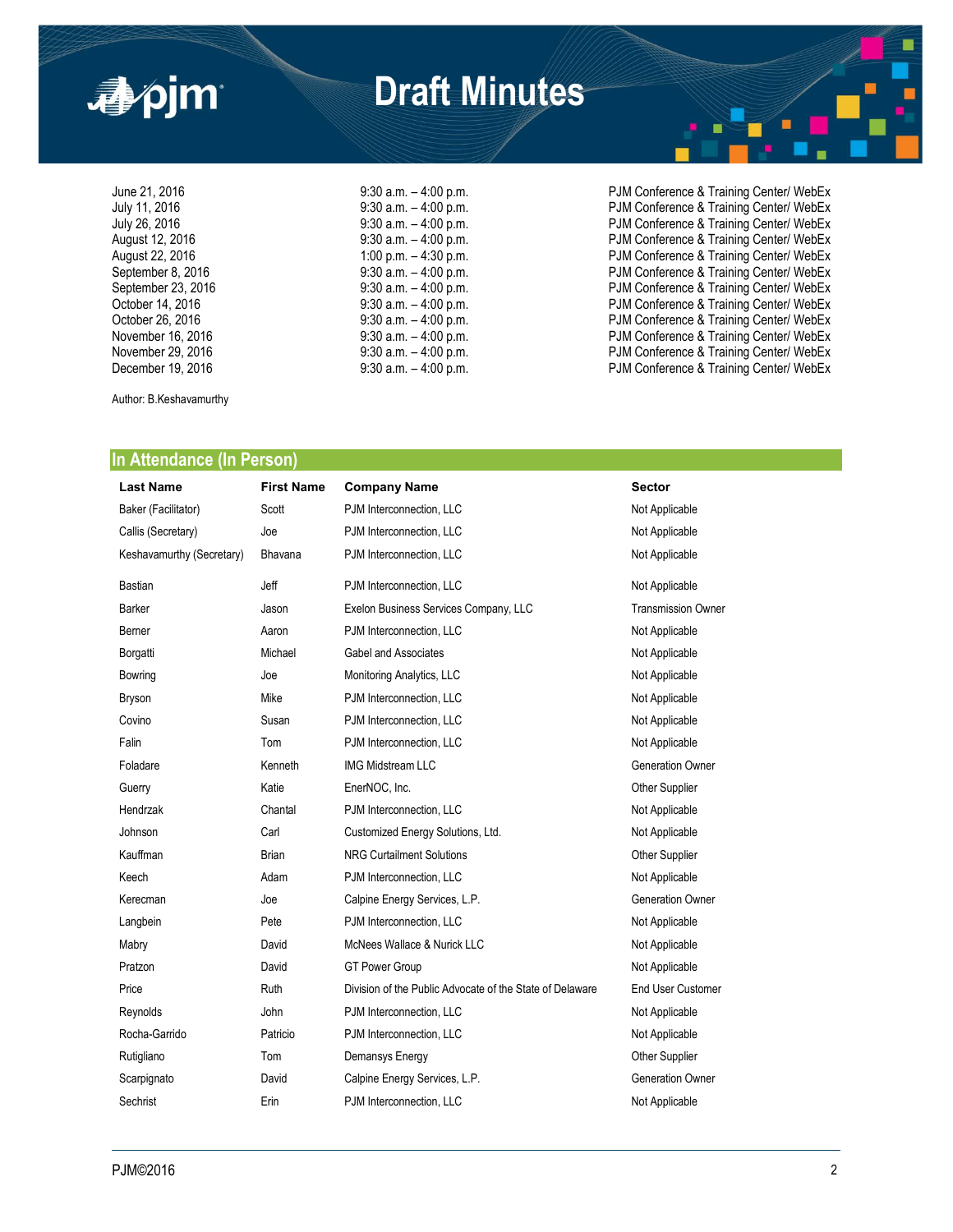# Draft Minutes

| | | |
|---|---|---|
| June 21, 2016 | 9:30 a.m. – 4:00 p.m. | PJM Conference & Training Center/ WebEx |
| July 11, 2016 | 9:30 a.m. – 4:00 p.m. | PJM Conference & Training Center/ WebEx |
| July 26, 2016 | 9:30 a.m. – 4:00 p.m. | PJM Conference & Training Center/ WebEx |
| August 12, 2016 | 9:30 a.m. – 4:00 p.m. | PJM Conference & Training Center/ WebEx |
| August 22, 2016 | 1:00 p.m. – 4:30 p.m. | PJM Conference & Training Center/ WebEx |
| September 8, 2016 | 9:30 a.m. – 4:00 p.m. | PJM Conference & Training Center/ WebEx |
| September 23, 2016 | 9:30 a.m. – 4:00 p.m. | PJM Conference & Training Center/ WebEx |
| October 14, 2016 | 9:30 a.m. – 4:00 p.m. | PJM Conference & Training Center/ WebEx |
| October 26, 2016 | 9:30 a.m. – 4:00 p.m. | PJM Conference & Training Center/ WebEx |
| November 16, 2016 | 9:30 a.m. – 4:00 p.m. | PJM Conference & Training Center/ WebEx |
| November 29, 2016 | 9:30 a.m. – 4:00 p.m. | PJM Conference & Training Center/ WebEx |
| December 19, 2016 | 9:30 a.m. – 4:00 p.m. | PJM Conference & Training Center/ WebEx |

Author: B.Keshavamurthy

## In Attendance (In Person)

| Last Name | First Name | Company Name | Sector |
|---|---|---|---|
| Baker (Facilitator) | Scott | PJM Interconnection, LLC | Not Applicable |
| Callis (Secretary) | Joe | PJM Interconnection, LLC | Not Applicable |
| Keshavamurthy (Secretary) | Bhavana | PJM Interconnection, LLC | Not Applicable |
| Bastian | Jeff | PJM Interconnection, LLC | Not Applicable |
| Barker | Jason | Exelon Business Services Company, LLC | Transmission Owner |
| Berner | Aaron | PJM Interconnection, LLC | Not Applicable |
| Borgatti | Michael | Gabel and Associates | Not Applicable |
| Bowring | Joe | Monitoring Analytics, LLC | Not Applicable |
| Bryson | Mike | PJM Interconnection, LLC | Not Applicable |
| Covino | Susan | PJM Interconnection, LLC | Not Applicable |
| Falin | Tom | PJM Interconnection, LLC | Not Applicable |
| Foladare | Kenneth | IMG Midstream LLC | Generation Owner |
| Guerry | Katie | EnerNOC, Inc. | Other Supplier |
| Hendrzak | Chantal | PJM Interconnection, LLC | Not Applicable |
| Johnson | Carl | Customized Energy Solutions, Ltd. | Not Applicable |
| Kauffman | Brian | NRG Curtailment Solutions | Other Supplier |
| Keech | Adam | PJM Interconnection, LLC | Not Applicable |
| Kerecman | Joe | Calpine Energy Services, L.P. | Generation Owner |
| Langbein | Pete | PJM Interconnection, LLC | Not Applicable |
| Mabry | David | McNees Wallace & Nurick LLC | Not Applicable |
| Pratzon | David | GT Power Group | Not Applicable |
| Price | Ruth | Division of the Public Advocate of the State of Delaware | End User Customer |
| Reynolds | John | PJM Interconnection, LLC | Not Applicable |
| Rocha-Garrido | Patricio | PJM Interconnection, LLC | Not Applicable |
| Rutigliano | Tom | Demansys Energy | Other Supplier |
| Scarpignato | David | Calpine Energy Services, L.P. | Generation Owner |
| Sechrist | Erin | PJM Interconnection, LLC | Not Applicable |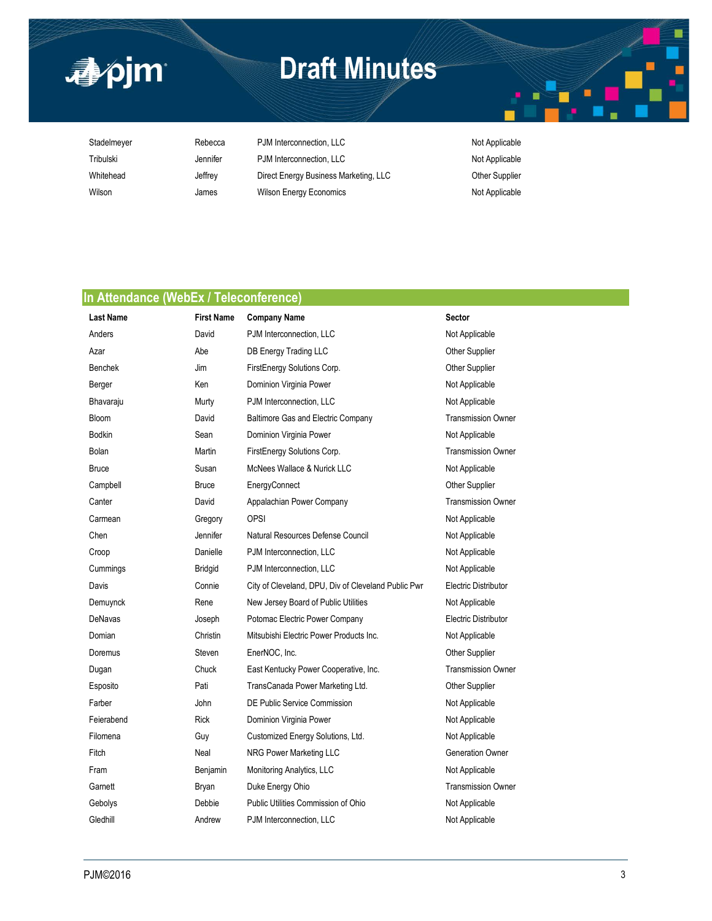| | | | |
|---|---|---|---|
| Stadelmeyer | Rebecca | PJM Interconnection, LLC | Not Applicable |
| Tribulski | Jennifer | PJM Interconnection, LLC | Not Applicable |
| Whitehead | Jeffrey | Direct Energy Business Marketing, LLC | Other Supplier |
| Wilson | James | Wilson Energy Economics | Not Applicable |

## In Attendance (WebEx / Teleconference)

| Last Name | First Name | Company Name | Sector |
|---|---|---|---|
| Anders | David | PJM Interconnection, LLC | Not Applicable |
| Azar | Abe | DB Energy Trading LLC | Other Supplier |
| Benchek | Jim | FirstEnergy Solutions Corp. | Other Supplier |
| Berger | Ken | Dominion Virginia Power | Not Applicable |
| Bhavaraju | Murty | PJM Interconnection, LLC | Not Applicable |
| Bloom | David | Baltimore Gas and Electric Company | Transmission Owner |
| Bodkin | Sean | Dominion Virginia Power | Not Applicable |
| Bolan | Martin | FirstEnergy Solutions Corp. | Transmission Owner |
| Bruce | Susan | McNees Wallace & Nurick LLC | Not Applicable |
| Campbell | Bruce | EnergyConnect | Other Supplier |
| Canter | David | Appalachian Power Company | Transmission Owner |
| Carmean | Gregory | OPSI | Not Applicable |
| Chen | Jennifer | Natural Resources Defense Council | Not Applicable |
| Croop | Danielle | PJM Interconnection, LLC | Not Applicable |
| Cummings | Bridgid | PJM Interconnection, LLC | Not Applicable |
| Davis | Connie | City of Cleveland, DPU, Div of Cleveland Public Pwr | Electric Distributor |
| Demuynck | Rene | New Jersey Board of Public Utilities | Not Applicable |
| DeNavas | Joseph | Potomac Electric Power Company | Electric Distributor |
| Domian | Christin | Mitsubishi Electric Power Products Inc. | Not Applicable |
| Doremus | Steven | EnerNOC, Inc. | Other Supplier |
| Dugan | Chuck | East Kentucky Power Cooperative, Inc. | Transmission Owner |
| Esposito | Pati | TransCanada Power Marketing Ltd. | Other Supplier |
| Farber | John | DE Public Service Commission | Not Applicable |
| Feierabend | Rick | Dominion Virginia Power | Not Applicable |
| Filomena | Guy | Customized Energy Solutions, Ltd. | Not Applicable |
| Fitch | Neal | NRG Power Marketing LLC | Generation Owner |
| Fram | Benjamin | Monitoring Analytics, LLC | Not Applicable |
| Garnett | Bryan | Duke Energy Ohio | Transmission Owner |
| Gebolys | Debbie | Public Utilities Commission of Ohio | Not Applicable |
| Gledhill | Andrew | PJM Interconnection, LLC | Not Applicable |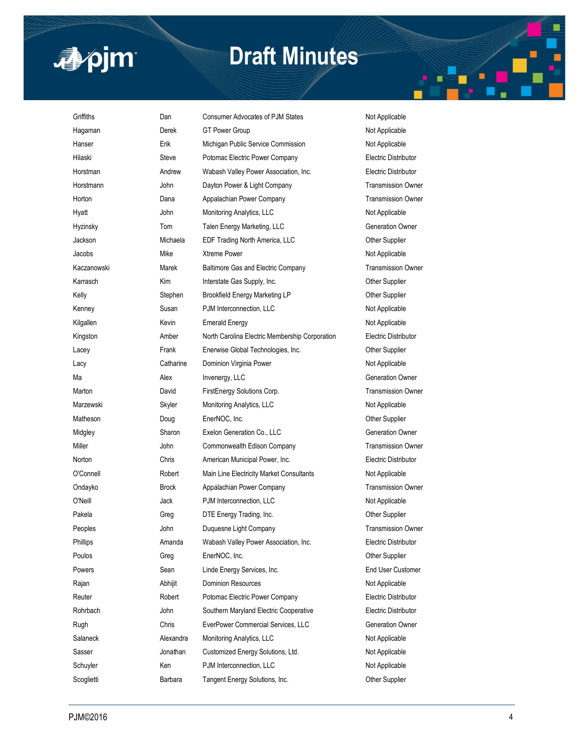# Draft Minutes

| | | | |
|---|---|---|---|
| Griffiths | Dan | Consumer Advocates of PJM States | Not Applicable |
| Hagaman | Derek | GT Power Group | Not Applicable |
| Hanser | Erik | Michigan Public Service Commission | Not Applicable |
| Hilaski | Steve | Potomac Electric Power Company | Electric Distributor |
| Horstman | Andrew | Wabash Valley Power Association, Inc. | Electric Distributor |
| Horstmann | John | Dayton Power & Light Company | Transmission Owner |
| Horton | Dana | Appalachian Power Company | Transmission Owner |
| Hyatt | John | Monitoring Analytics, LLC | Not Applicable |
| Hyzinsky | Tom | Talen Energy Marketing, LLC | Generation Owner |
| Jackson | Michaela | EDF Trading North America, LLC | Other Supplier |
| Jacobs | Mike | Xtreme Power | Not Applicable |
| Kaczanowski | Marek | Baltimore Gas and Electric Company | Transmission Owner |
| Karrasch | Kim | Interstate Gas Supply, Inc. | Other Supplier |
| Kelly | Stephen | Brookfield Energy Marketing LP | Other Supplier |
| Kenney | Susan | PJM Interconnection, LLC | Not Applicable |
| Kilgallen | Kevin | Emerald Energy | Not Applicable |
| Kingston | Amber | North Carolina Electric Membership Corporation | Electric Distributor |
| Lacey | Frank | Enerwise Global Technologies, Inc. | Other Supplier |
| Lacy | Catharine | Dominion Virginia Power | Not Applicable |
| Ma | Alex | Invenergy, LLC | Generation Owner |
| Marton | David | FirstEnergy Solutions Corp. | Transmission Owner |
| Marzewski | Skyler | Monitoring Analytics, LLC | Not Applicable |
| Matheson | Doug | EnerNOC, Inc. | Other Supplier |
| Midgley | Sharon | Exelon Generation Co., LLC | Generation Owner |
| Miller | John | Commonwealth Edison Company | Transmission Owner |
| Norton | Chris | American Municipal Power, Inc. | Electric Distributor |
| O'Connell | Robert | Main Line Electricity Market Consultants | Not Applicable |
| Ondayko | Brock | Appalachian Power Company | Transmission Owner |
| O'Neill | Jack | PJM Interconnection, LLC | Not Applicable |
| Pakela | Greg | DTE Energy Trading, Inc. | Other Supplier |
| Peoples | John | Duquesne Light Company | Transmission Owner |
| Phillips | Amanda | Wabash Valley Power Association, Inc. | Electric Distributor |
| Poulos | Greg | EnerNOC, Inc. | Other Supplier |
| Powers | Sean | Linde Energy Services, Inc. | End User Customer |
| Rajan | Abhijit | Dominion Resources | Not Applicable |
| Reuter | Robert | Potomac Electric Power Company | Electric Distributor |
| Rohrbach | John | Southern Maryland Electric Cooperative | Electric Distributor |
| Rugh | Chris | EverPower Commercial Services, LLC | Generation Owner |
| Salaneck | Alexandra | Monitoring Analytics, LLC | Not Applicable |
| Sasser | Jonathan | Customized Energy Solutions, Ltd. | Not Applicable |
| Schuyler | Ken | PJM Interconnection, LLC | Not Applicable |
| Scoglietti | Barbara | Tangent Energy Solutions, Inc. | Other Supplier |

PJM©2016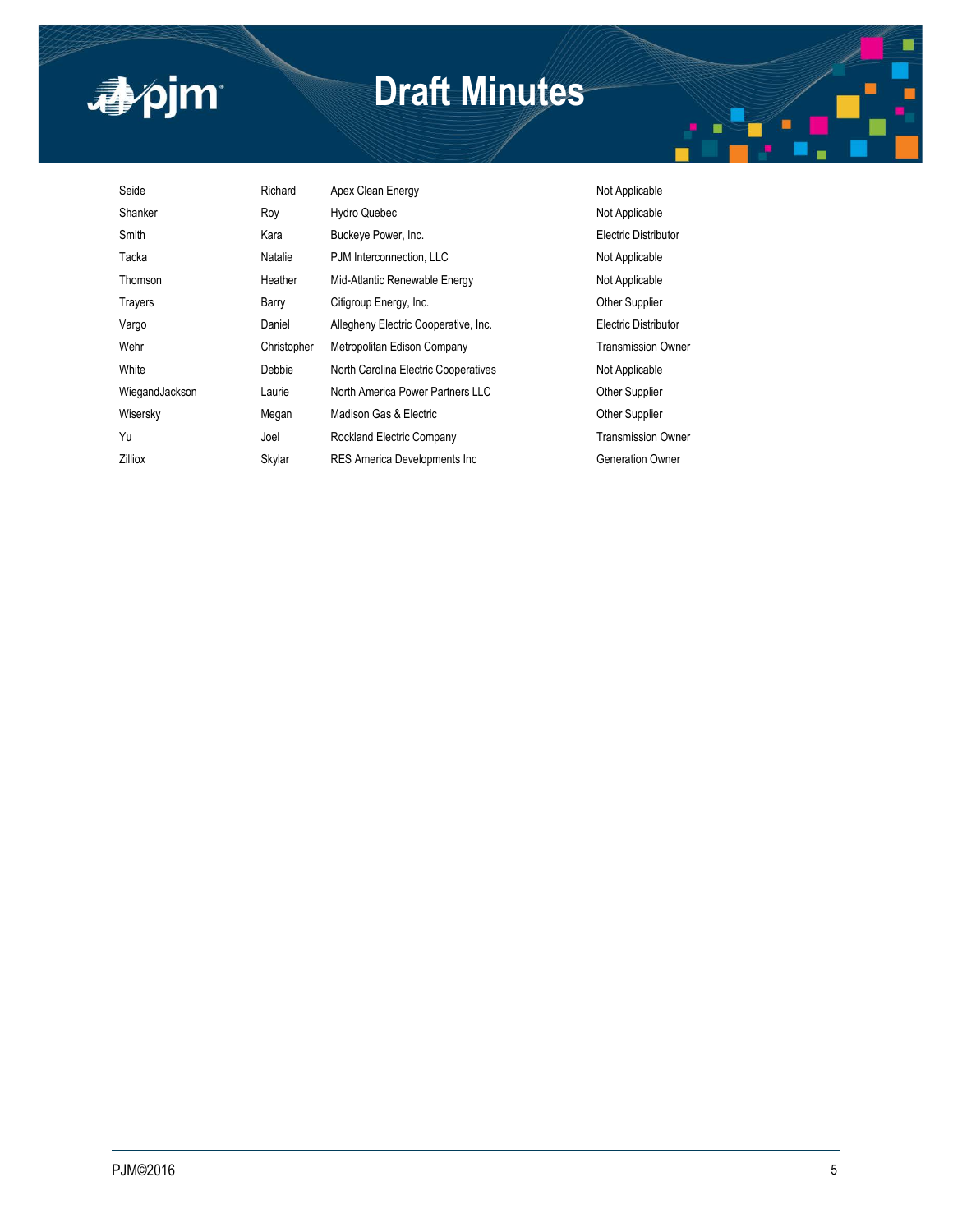| | | | |
|---|---|---|---|
| Seide | Richard | Apex Clean Energy | Not Applicable |
| Shanker | Roy | Hydro Quebec | Not Applicable |
| Smith | Kara | Buckeye Power, Inc. | Electric Distributor |
| Tacka | Natalie | PJM Interconnection, LLC | Not Applicable |
| Thomson | Heather | Mid-Atlantic Renewable Energy | Not Applicable |
| Trayers | Barry | Citigroup Energy, Inc. | Other Supplier |
| Vargo | Daniel | Allegheny Electric Cooperative, Inc. | Electric Distributor |
| Wehr | Christopher | Metropolitan Edison Company | Transmission Owner |
| White | Debbie | North Carolina Electric Cooperatives | Not Applicable |
| WiegandJackson | Laurie | North America Power Partners LLC | Other Supplier |
| Wisersky | Megan | Madison Gas & Electric | Other Supplier |
| Yu | Joel | Rockland Electric Company | Transmission Owner |
| Zilliox | Skylar | RES America Developments Inc | Generation Owner |